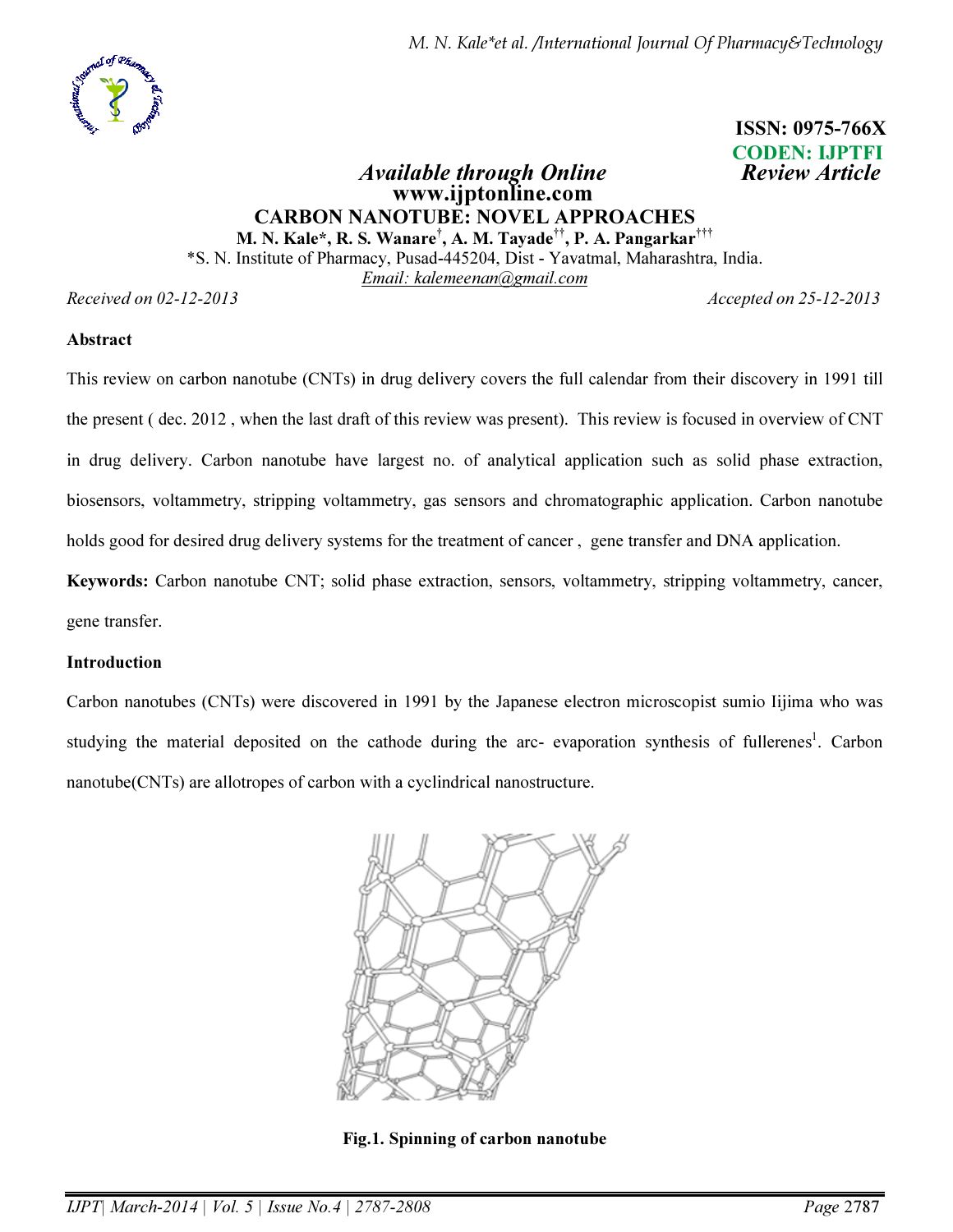ISSN: 0975-766X
CODEN: IJPTFI

*Available through Online* *Review Article*
**www.ijptonline.com**

# CARBON NANOTUBE: NOVEL APPROACHES

**M. N. Kale*, R. S. Wanare[†], A. M. Tayade[††], P. A. Pangarkar[†††]**

*S. N. Institute of Pharmacy, Pusad-445204, Dist - Yavatmal, Maharashtra, India.

Email: kalemeenan@gmail.com

*Received on 02-12-2013* *Accepted on 25-12-2013*

## Abstract

This review on carbon nanotube (CNTs) in drug delivery covers the full calendar from their discovery in 1991 till the present ( dec. 2012 , when the last draft of this review was present). This review is focused in overview of CNT in drug delivery. Carbon nanotube have largest no. of analytical application such as solid phase extraction, biosensors, voltammetry, stripping voltammetry, gas sensors and chromatographic application. Carbon nanotube holds good for desired drug delivery systems for the treatment of cancer , gene transfer and DNA application.

**Keywords:** Carbon nanotube CNT; solid phase extraction, sensors, voltammetry, stripping voltammetry, cancer, gene transfer.

## Introduction

Carbon nanotubes (CNTs) were discovered in 1991 by the Japanese electron microscopist sumio Iijima who was studying the material deposited on the cathode during the arc- evaporation synthesis of fullerenes[1]. Carbon nanotube(CNTs) are allotropes of carbon with a cyclindrical nanostructure.

**Fig.1. Spinning of carbon nanotube**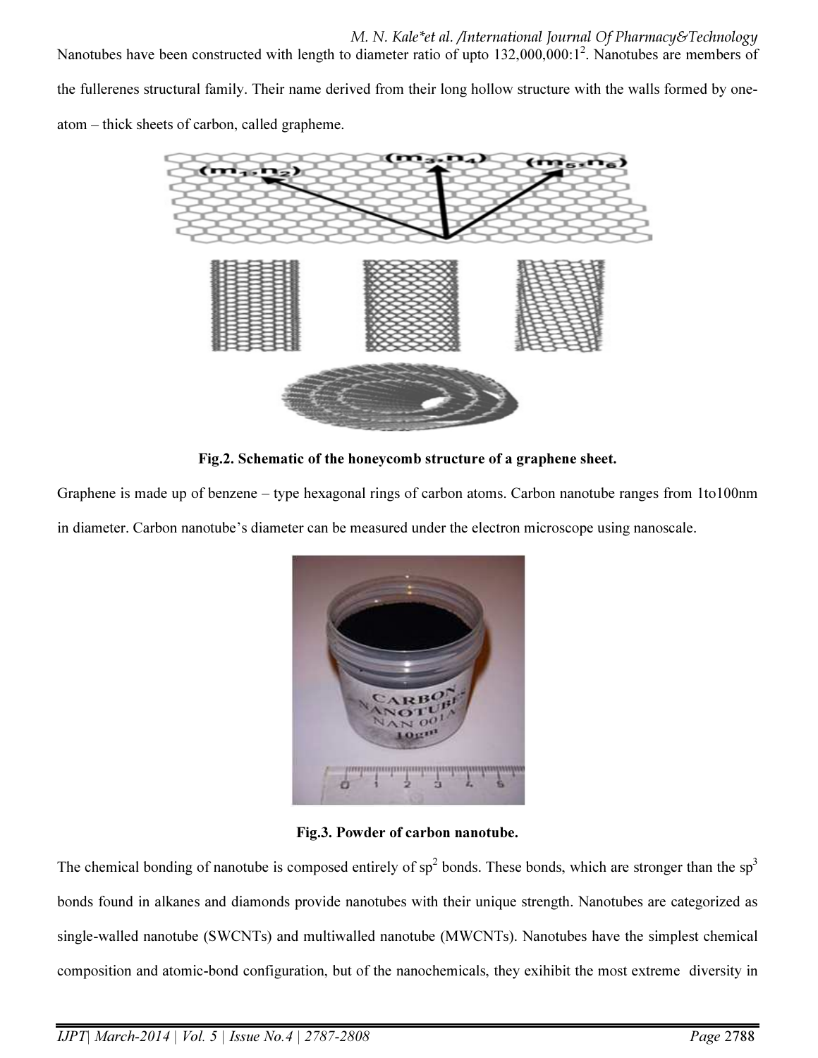Nanotubes have been constructed with length to diameter ratio of upto 132,000,000:1[2]. Nanotubes are members of the fullerenes structural family. Their name derived from their long hollow structure with the walls formed by one-atom – thick sheets of carbon, called grapheme.

**Fig.2. Schematic of the honeycomb structure of a graphene sheet.**

Graphene is made up of benzene – type hexagonal rings of carbon atoms. Carbon nanotube ranges from 1to100nm in diameter. Carbon nanotube's diameter can be measured under the electron microscope using nanoscale.

**Fig.3. Powder of carbon nanotube.**

The chemical bonding of nanotube is composed entirely of $sp^2$ bonds. These bonds, which are stronger than the $sp^3$ bonds found in alkanes and diamonds provide nanotubes with their unique strength. Nanotubes are categorized as single-walled nanotube (SWCNTs) and multiwalled nanotube (MWCNTs). Nanotubes have the simplest chemical composition and atomic-bond configuration, but of the nanochemicals, they exihibit the most extreme diversity in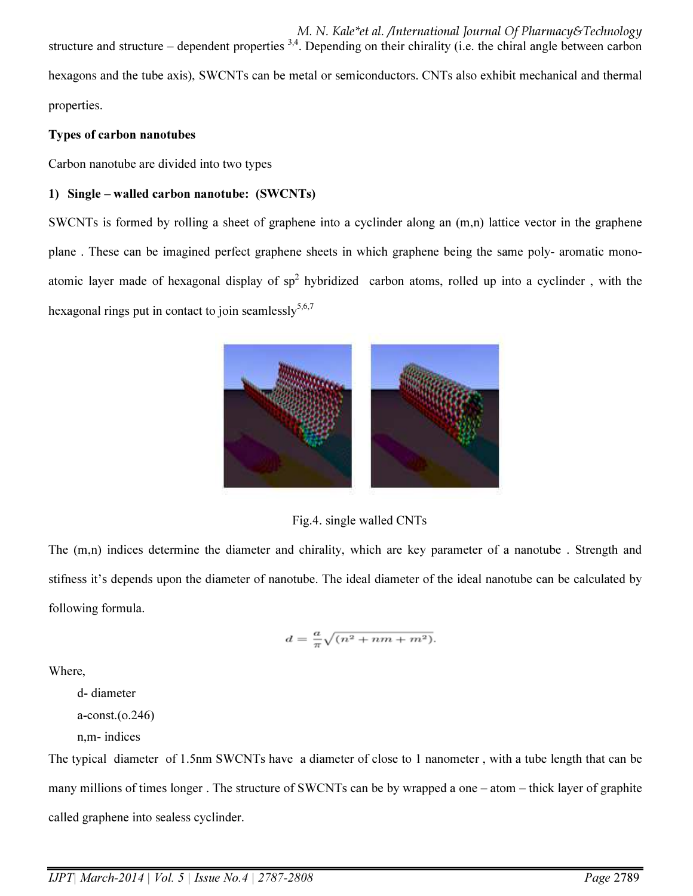structure and structure – dependent properties [3,4]. Depending on their chirality (i.e. the chiral angle between carbon hexagons and the tube axis), SWCNTs can be metal or semiconductors. CNTs also exhibit mechanical and thermal properties.

**Types of carbon nanotubes**

Carbon nanotube are divided into two types

**1) Single – walled carbon nanotube: (SWCNTs)**

SWCNTs is formed by rolling a sheet of graphene into a cyclinder along an (m,n) lattice vector in the graphene plane . These can be imagined perfect graphene sheets in which graphene being the same poly- aromatic mono-atomic layer made of hexagonal display of $sp^2$ hybridized carbon atoms, rolled up into a cyclinder , with the hexagonal rings put in contact to join seamlessly[5,6,7]

Fig.4. single walled CNTs

The (m,n) indices determine the diameter and chirality, which are key parameter of a nanotube . Strength and stifness it's depends upon the diameter of nanotube. The ideal diameter of the ideal nanotube can be calculated by following formula.

$$d = \frac{a}{\pi}\sqrt{(n^2 + nm + m^2)}.$$

Where,

d- diameter

a-const.(o.246)

n,m- indices

The typical diameter of 1.5nm SWCNTs have a diameter of close to 1 nanometer , with a tube length that can be many millions of times longer . The structure of SWCNTs can be by wrapped a one – atom – thick layer of graphite called graphene into sealess cyclinder.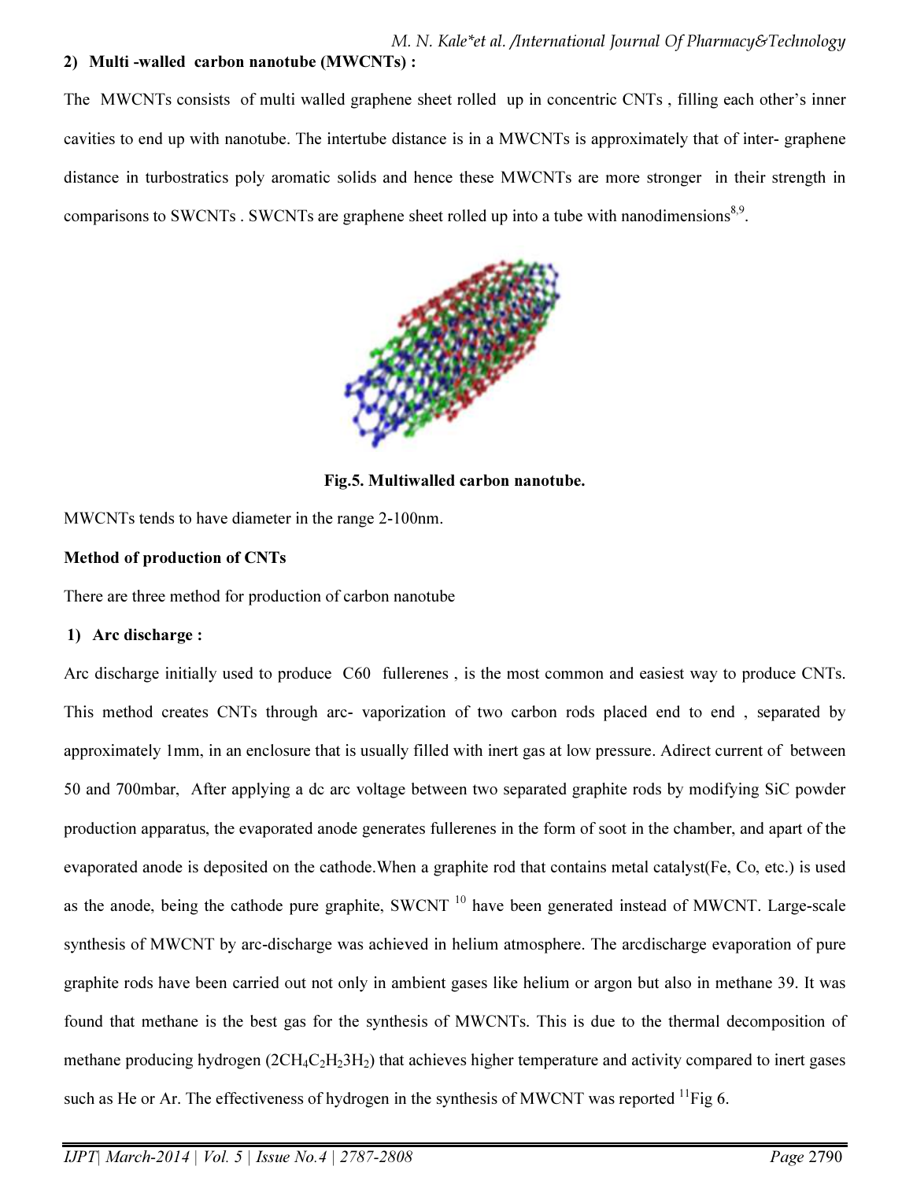**2) Multi -walled carbon nanotube (MWCNTs) :**

The MWCNTs consists of multi walled graphene sheet rolled up in concentric CNTs , filling each other's inner cavities to end up with nanotube. The intertube distance is in a MWCNTs is approximately that of inter- graphene distance in turbostratics poly aromatic solids and hence these MWCNTs are more stronger in their strength in comparisons to SWCNTs . SWCNTs are graphene sheet rolled up into a tube with nanodimensions[8,9].

**Fig.5. Multiwalled carbon nanotube.**

MWCNTs tends to have diameter in the range 2-100nm.

**Method of production of CNTs**

There are three method for production of carbon nanotube

**1) Arc discharge :**

Arc discharge initially used to produce C60 fullerenes , is the most common and easiest way to produce CNTs. This method creates CNTs through arc- vaporization of two carbon rods placed end to end , separated by approximately 1mm, in an enclosure that is usually filled with inert gas at low pressure. Adirect current of between 50 and 700mbar, After applying a dc arc voltage between two separated graphite rods by modifying SiC powder production apparatus, the evaporated anode generates fullerenes in the form of soot in the chamber, and apart of the evaporated anode is deposited on the cathode.When a graphite rod that contains metal catalyst(Fe, Co, etc.) is used as the anode, being the cathode pure graphite, SWCNT [10] have been generated instead of MWCNT. Large-scale synthesis of MWCNT by arc-discharge was achieved in helium atmosphere. The arcdischarge evaporation of pure graphite rods have been carried out not only in ambient gases like helium or argon but also in methane 39. It was found that methane is the best gas for the synthesis of MWCNTs. This is due to the thermal decomposition of methane producing hydrogen ($2CH_4C_2H_23H_2$) that achieves higher temperature and activity compared to inert gases such as He or Ar. The effectiveness of hydrogen in the synthesis of MWCNT was reported [11]Fig 6.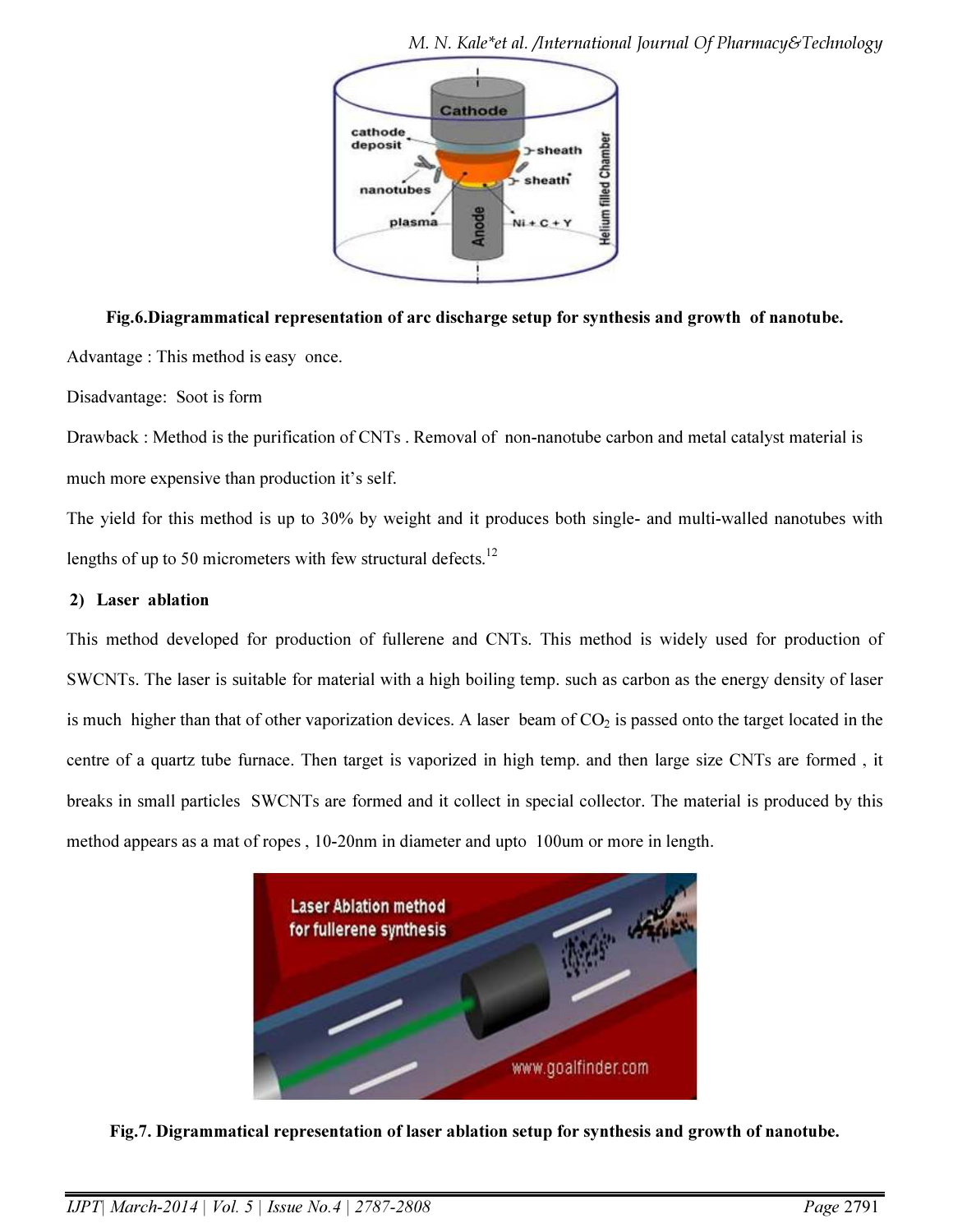**Fig.6.Diagrammatical representation of arc discharge setup for synthesis and growth of nanotube.**

Advantage : This method is easy once.

Disadvantage: Soot is form

Drawback : Method is the purification of CNTs . Removal of non-nanotube carbon and metal catalyst material is much more expensive than production it's self.

The yield for this method is up to 30% by weight and it produces both single- and multi-walled nanotubes with lengths of up to 50 micrometers with few structural defects.[12]

**2) Laser ablation**

This method developed for production of fullerene and CNTs. This method is widely used for production of SWCNTs. The laser is suitable for material with a high boiling temp. such as carbon as the energy density of laser is much higher than that of other vaporization devices. A laser beam of $CO_2$ is passed onto the target located in the centre of a quartz tube furnace. Then target is vaporized in high temp. and then large size CNTs are formed , it breaks in small particles SWCNTs are formed and it collect in special collector. The material is produced by this method appears as a mat of ropes , 10-20nm in diameter and upto 100um or more in length.

**Fig.7. Digrammatical representation of laser ablation setup for synthesis and growth of nanotube.**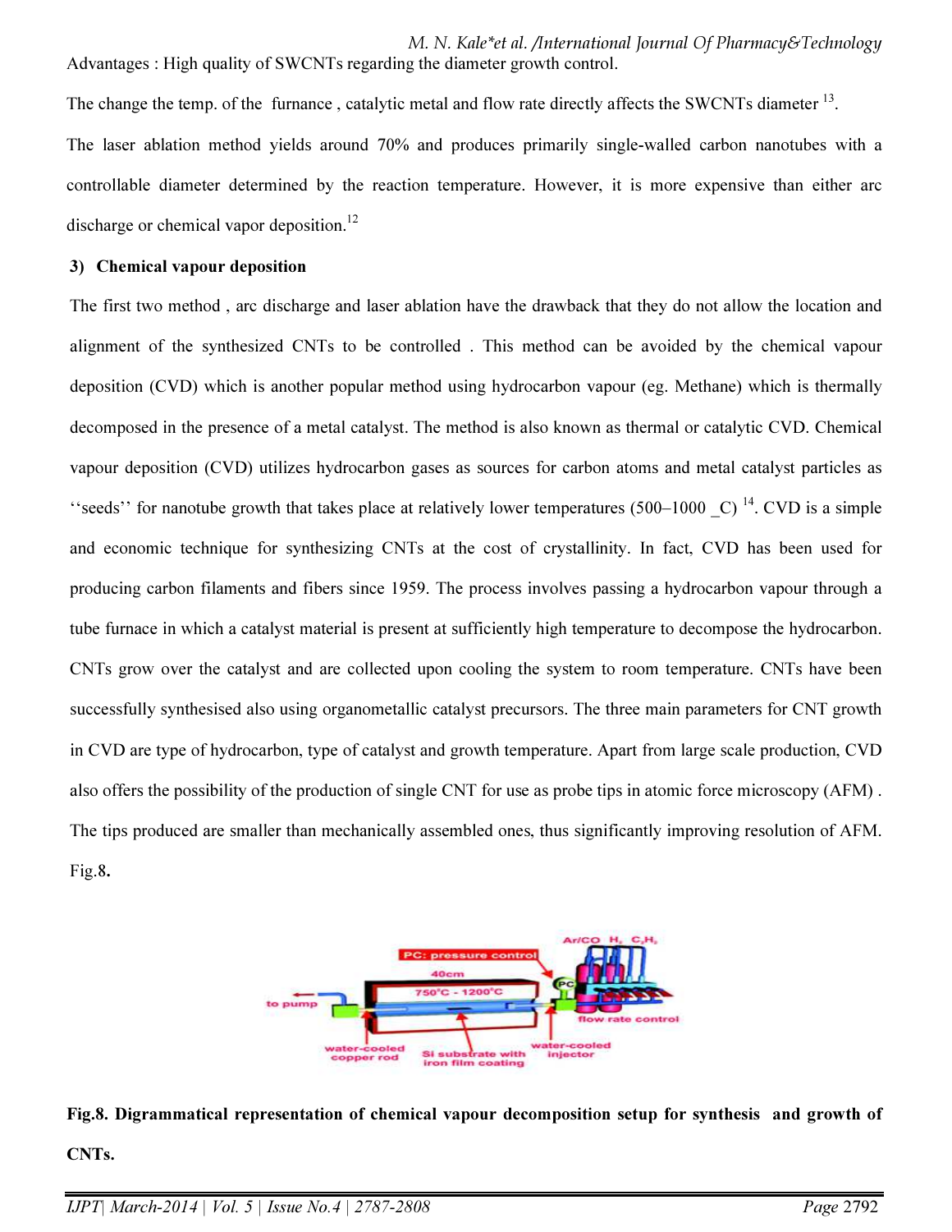Advantages : High quality of SWCNTs regarding the diameter growth control.

The change the temp. of the furnace , catalytic metal and flow rate directly affects the SWCNTs diameter [13].

The laser ablation method yields around 70% and produces primarily single-walled carbon nanotubes with a controllable diameter determined by the reaction temperature. However, it is more expensive than either arc discharge or chemical vapor deposition.[12]

### 3) Chemical vapour deposition

The first two method , arc discharge and laser ablation have the drawback that they do not allow the location and alignment of the synthesized CNTs to be controlled . This method can be avoided by the chemical vapour deposition (CVD) which is another popular method using hydrocarbon vapour (eg. Methane) which is thermally decomposed in the presence of a metal catalyst. The method is also known as thermal or catalytic CVD. Chemical vapour deposition (CVD) utilizes hydrocarbon gases as sources for carbon atoms and metal catalyst particles as ''seeds'' for nanotube growth that takes place at relatively lower temperatures (500–1000 _C) [14]. CVD is a simple and economic technique for synthesizing CNTs at the cost of crystallinity. In fact, CVD has been used for producing carbon filaments and fibers since 1959. The process involves passing a hydrocarbon vapour through a tube furnace in which a catalyst material is present at sufficiently high temperature to decompose the hydrocarbon. CNTs grow over the catalyst and are collected upon cooling the system to room temperature. CNTs have been successfully synthesised also using organometallic catalyst precursors. The three main parameters for CNT growth in CVD are type of hydrocarbon, type of catalyst and growth temperature. Apart from large scale production, CVD also offers the possibility of the production of single CNT for use as probe tips in atomic force microscopy (AFM) . The tips produced are smaller than mechanically assembled ones, thus significantly improving resolution of AFM. Fig.**8.**

**Fig.8. Digrammatical representation of chemical vapour decomposition setup for synthesis and growth of CNTs.**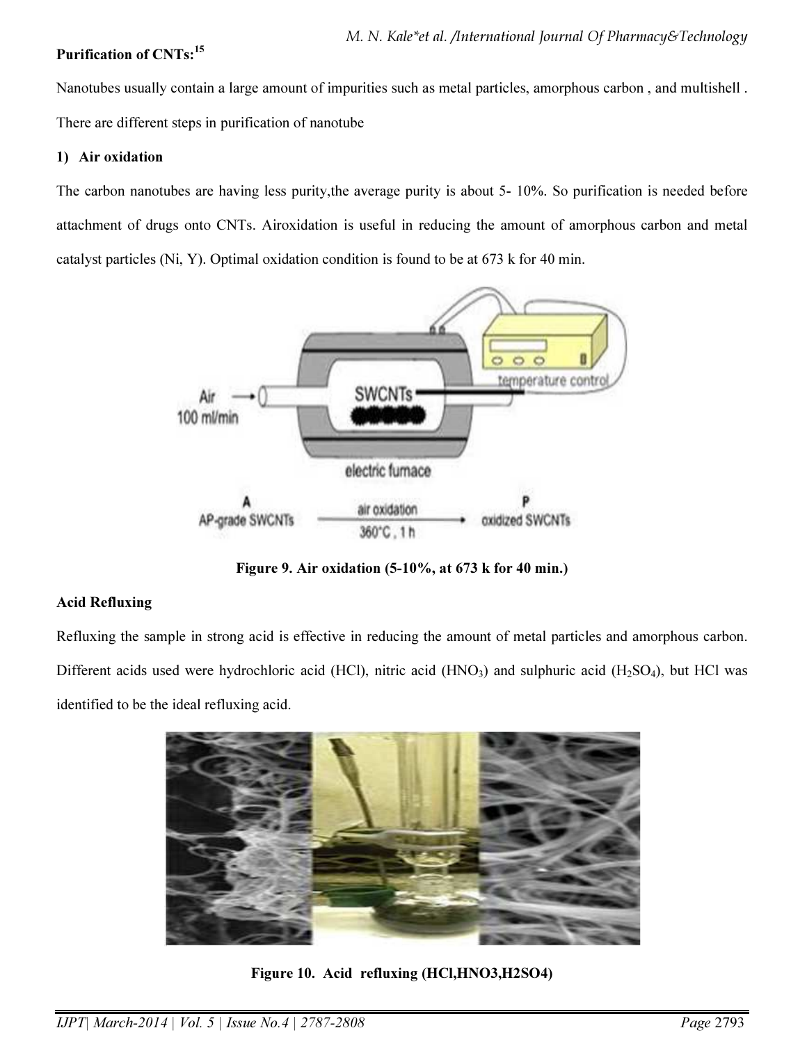## Purification of CNTs:[15]

Nanotubes usually contain a large amount of impurities such as metal particles, amorphous carbon , and multishell . There are different steps in purification of nanotube

### 1) Air oxidation

The carbon nanotubes are having less purity,the average purity is about 5- 10%. So purification is needed before attachment of drugs onto CNTs. Airoxidation is useful in reducing the amount of amorphous carbon and metal catalyst particles (Ni, Y). Optimal oxidation condition is found to be at 673 k for 40 min.

**Figure 9. Air oxidation (5-10%, at 673 k for 40 min.)**

### Acid Refluxing

Refluxing the sample in strong acid is effective in reducing the amount of metal particles and amorphous carbon. Different acids used were hydrochloric acid (HCl), nitric acid ($HNO_3$) and sulphuric acid ($H_2SO_4$), but HCl was identified to be the ideal refluxing acid.

**Figure 10. Acid refluxing (HCl,HNO3,H2SO4)**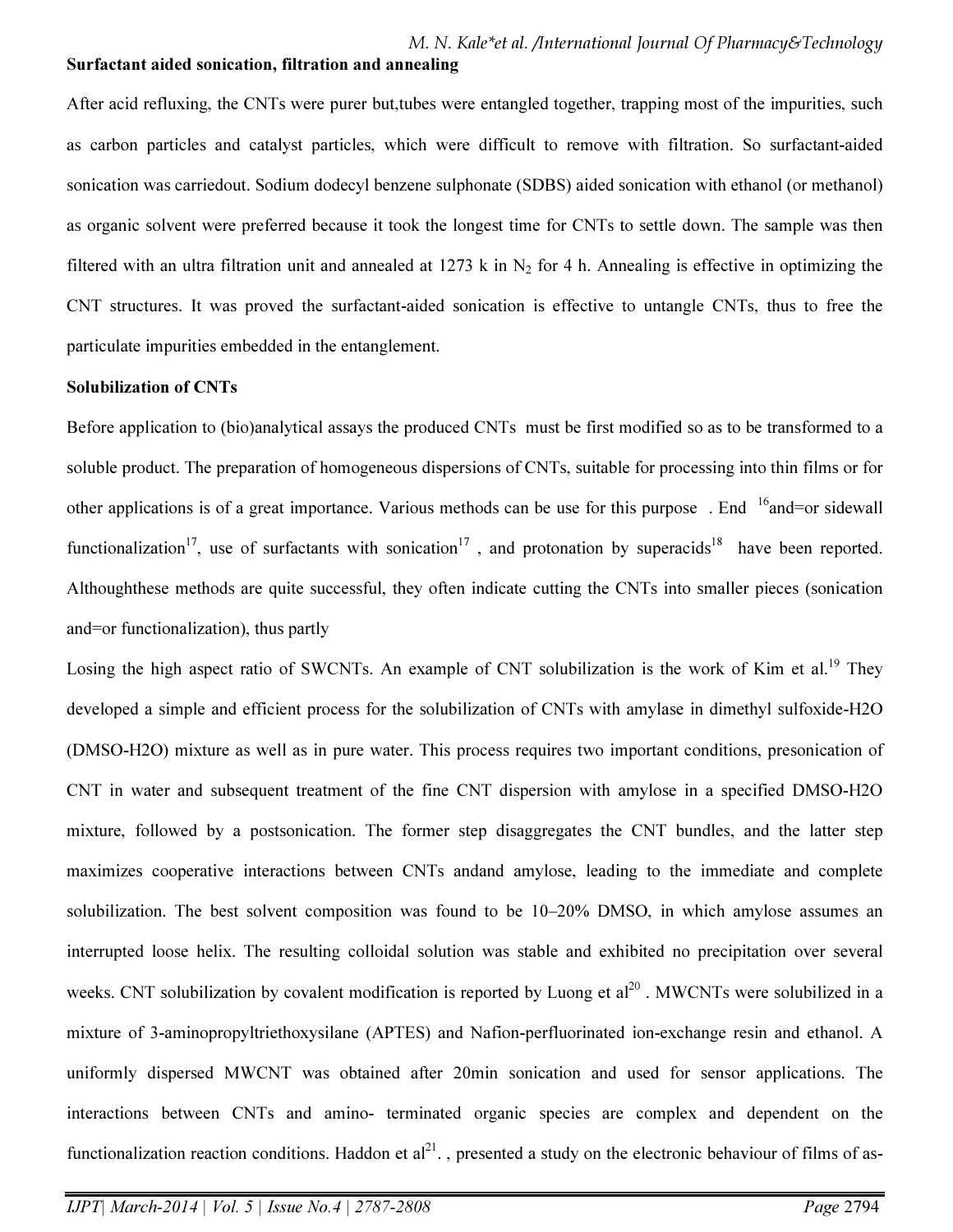**Surfactant aided sonication, filtration and annealing**

After acid refluxing, the CNTs were purer but,tubes were entangled together, trapping most of the impurities, such as carbon particles and catalyst particles, which were difficult to remove with filtration. So surfactant-aided sonication was carriedout. Sodium dodecyl benzene sulphonate (SDBS) aided sonication with ethanol (or methanol) as organic solvent were preferred because it took the longest time for CNTs to settle down. The sample was then filtered with an ultra filtration unit and annealed at 1273 k in $N_2$ for 4 h. Annealing is effective in optimizing the CNT structures. It was proved the surfactant-aided sonication is effective to untangle CNTs, thus to free the particulate impurities embedded in the entanglement.

**Solubilization of CNTs**

Before application to (bio)analytical assays the produced CNTs must be first modified so as to be transformed to a soluble product. The preparation of homogeneous dispersions of CNTs, suitable for processing into thin films or for other applications is of a great importance. Various methods can be use for this purpose . End [16]and=or sidewall functionalization[17], use of surfactants with sonication[17] , and protonation by superacids[18] have been reported. Althoughthese methods are quite successful, they often indicate cutting the CNTs into smaller pieces (sonication and=or functionalization), thus partly

Losing the high aspect ratio of SWCNTs. An example of CNT solubilization is the work of Kim et al.[19] They developed a simple and efficient process for the solubilization of CNTs with amylase in dimethyl sulfoxide-H2O (DMSO-H2O) mixture as well as in pure water. This process requires two important conditions, presonication of CNT in water and subsequent treatment of the fine CNT dispersion with amylose in a specified DMSO-H2O mixture, followed by a postsonication. The former step disaggregates the CNT bundles, and the latter step maximizes cooperative interactions between CNTs andand amylose, leading to the immediate and complete solubilization. The best solvent composition was found to be 10–20% DMSO, in which amylose assumes an interrupted loose helix. The resulting colloidal solution was stable and exhibited no precipitation over several weeks. CNT solubilization by covalent modification is reported by Luong et al[20] . MWCNTs were solubilized in a mixture of 3-aminopropyltriethoxysilane (APTES) and Nafion-perfluorinated ion-exchange resin and ethanol. A uniformly dispersed MWCNT was obtained after 20min sonication and used for sensor applications. The interactions between CNTs and amino- terminated organic species are complex and dependent on the functionalization reaction conditions. Haddon et al[21]. , presented a study on the electronic behaviour of films of as-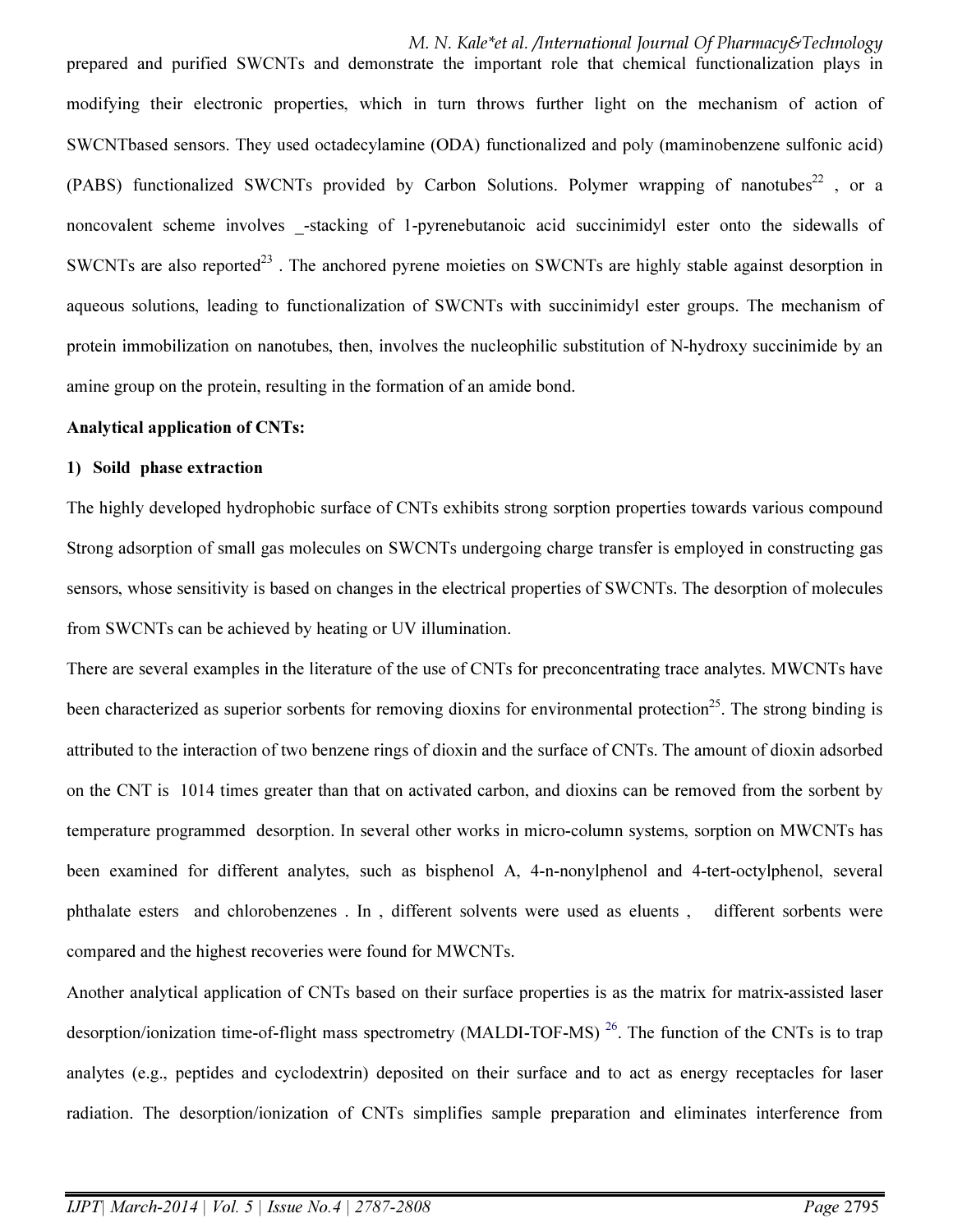prepared and purified SWCNTs and demonstrate the important role that chemical functionalization plays in modifying their electronic properties, which in turn throws further light on the mechanism of action of SWCNTbased sensors. They used octadecylamine (ODA) functionalized and poly (maminobenzene sulfonic acid) (PABS) functionalized SWCNTs provided by Carbon Solutions. Polymer wrapping of nanotubes[22] , or a noncovalent scheme involves _-stacking of 1-pyrenebutanoic acid succinimidyl ester onto the sidewalls of SWCNTs are also reported[23] . The anchored pyrene moieties on SWCNTs are highly stable against desorption in aqueous solutions, leading to functionalization of SWCNTs with succinimidyl ester groups. The mechanism of protein immobilization on nanotubes, then, involves the nucleophilic substitution of N-hydroxy succinimide by an amine group on the protein, resulting in the formation of an amide bond.

**Analytical application of CNTs:**

**1) Soild phase extraction**

The highly developed hydrophobic surface of CNTs exhibits strong sorption properties towards various compound Strong adsorption of small gas molecules on SWCNTs undergoing charge transfer is employed in constructing gas sensors, whose sensitivity is based on changes in the electrical properties of SWCNTs. The desorption of molecules from SWCNTs can be achieved by heating or UV illumination.

There are several examples in the literature of the use of CNTs for preconcentrating trace analytes. MWCNTs have been characterized as superior sorbents for removing dioxins for environmental protection[25]. The strong binding is attributed to the interaction of two benzene rings of dioxin and the surface of CNTs. The amount of dioxin adsorbed on the CNT is 1014 times greater than that on activated carbon, and dioxins can be removed from the sorbent by temperature programmed desorption. In several other works in micro-column systems, sorption on MWCNTs has been examined for different analytes, such as bisphenol A, 4-n-nonylphenol and 4-tert-octylphenol, several phthalate esters and chlorobenzenes . In , different solvents were used as eluents , different sorbents were compared and the highest recoveries were found for MWCNTs.

Another analytical application of CNTs based on their surface properties is as the matrix for matrix-assisted laser desorption/ionization time-of-flight mass spectrometry (MALDI-TOF-MS) [26]. The function of the CNTs is to trap analytes (e.g., peptides and cyclodextrin) deposited on their surface and to act as energy receptacles for laser radiation. The desorption/ionization of CNTs simplifies sample preparation and eliminates interference from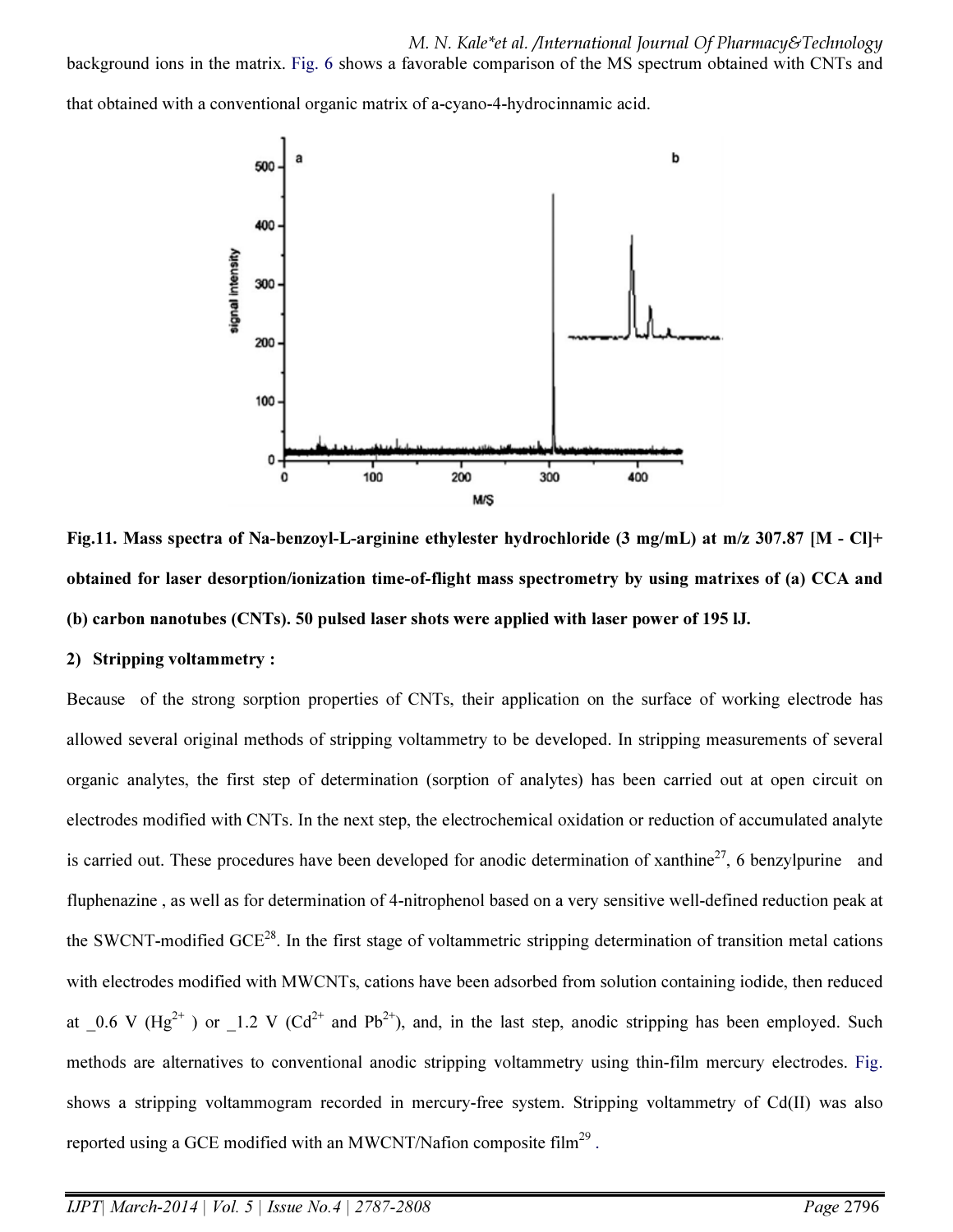background ions in the matrix. Fig. 6 shows a favorable comparison of the MS spectrum obtained with CNTs and that obtained with a conventional organic matrix of a-cyano-4-hydrocinnamic acid.

**Fig.11. Mass spectra of Na-benzoyl-L-arginine ethylester hydrochloride (3 mg/mL) at m/z 307.87 [M - Cl]+ obtained for laser desorption/ionization time-of-flight mass spectrometry by using matrixes of (a) CCA and (b) carbon nanotubes (CNTs). 50 pulsed laser shots were applied with laser power of 195 lJ.**

**2) Stripping voltammetry :**

Because of the strong sorption properties of CNTs, their application on the surface of working electrode has allowed several original methods of stripping voltammetry to be developed. In stripping measurements of several organic analytes, the first step of determination (sorption of analytes) has been carried out at open circuit on electrodes modified with CNTs. In the next step, the electrochemical oxidation or reduction of accumulated analyte is carried out. These procedures have been developed for anodic determination of xanthine[27], 6 benzylpurine and fluphenazine , as well as for determination of 4-nitrophenol based on a very sensitive well-defined reduction peak at the SWCNT-modified GCE[28]. In the first stage of voltammetric stripping determination of transition metal cations with electrodes modified with MWCNTs, cations have been adsorbed from solution containing iodide, then reduced at _0.6 V ($Hg^{2+}$ ) or _1.2 V ($Cd^{2+}$ and $Pb^{2+}$), and, in the last step, anodic stripping has been employed. Such methods are alternatives to conventional anodic stripping voltammetry using thin-film mercury electrodes. Fig. shows a stripping voltammogram recorded in mercury-free system. Stripping voltammetry of Cd(II) was also reported using a GCE modified with an MWCNT/Nafion composite film[29] .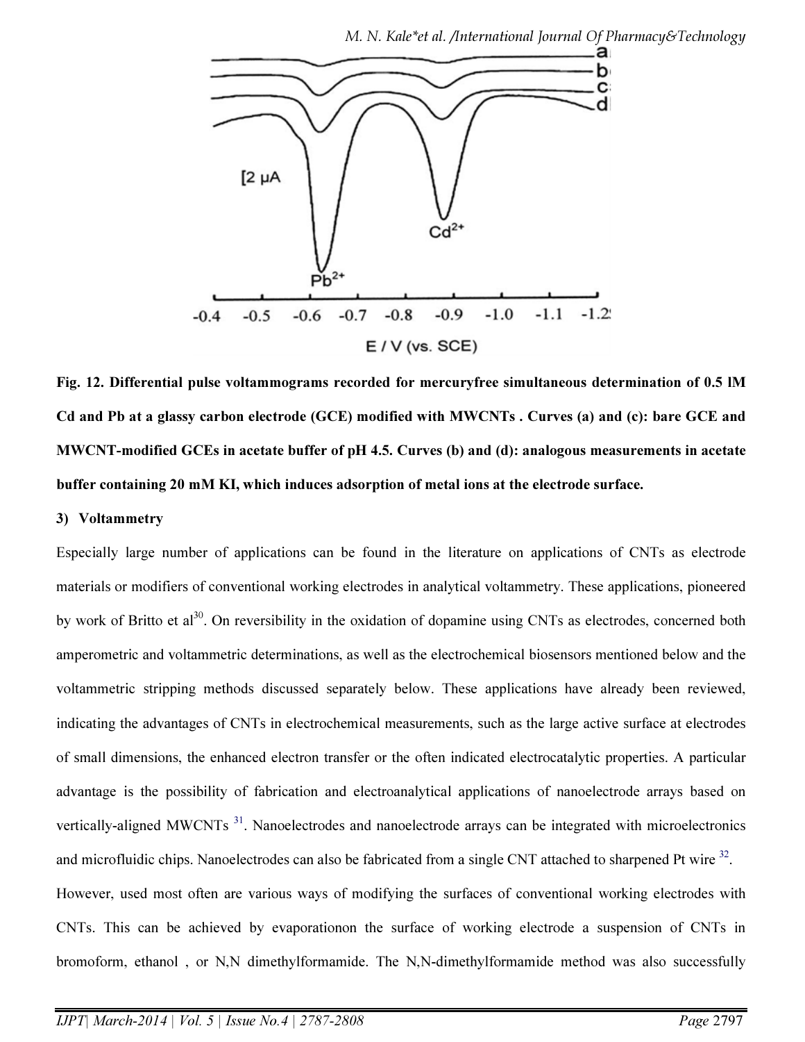Fig. 12. Differential pulse voltammograms recorded for mercuryfree simultaneous determination of 0.5 lM Cd and Pb at a glassy carbon electrode (GCE) modified with MWCNTs . Curves (a) and (c): bare GCE and MWCNT-modified GCEs in acetate buffer of pH 4.5. Curves (b) and (d): analogous measurements in acetate buffer containing 20 mM KI, which induces adsorption of metal ions at the electrode surface.

**3) Voltammetry**

Especially large number of applications can be found in the literature on applications of CNTs as electrode materials or modifiers of conventional working electrodes in analytical voltammetry. These applications, pioneered by work of Britto et al[30]. On reversibility in the oxidation of dopamine using CNTs as electrodes, concerned both amperometric and voltammetric determinations, as well as the electrochemical biosensors mentioned below and the voltammetric stripping methods discussed separately below. These applications have already been reviewed, indicating the advantages of CNTs in electrochemical measurements, such as the large active surface at electrodes of small dimensions, the enhanced electron transfer or the often indicated electrocatalytic properties. A particular advantage is the possibility of fabrication and electroanalytical applications of nanoelectrode arrays based on vertically-aligned MWCNTs [31]. Nanoelectrodes and nanoelectrode arrays can be integrated with microelectronics and microfluidic chips. Nanoelectrodes can also be fabricated from a single CNT attached to sharpened Pt wire [32]. However, used most often are various ways of modifying the surfaces of conventional working electrodes with CNTs. This can be achieved by evaporationon the surface of working electrode a suspension of CNTs in bromoform, ethanol , or N,N dimethylformamide. The N,N-dimethylformamide method was also successfully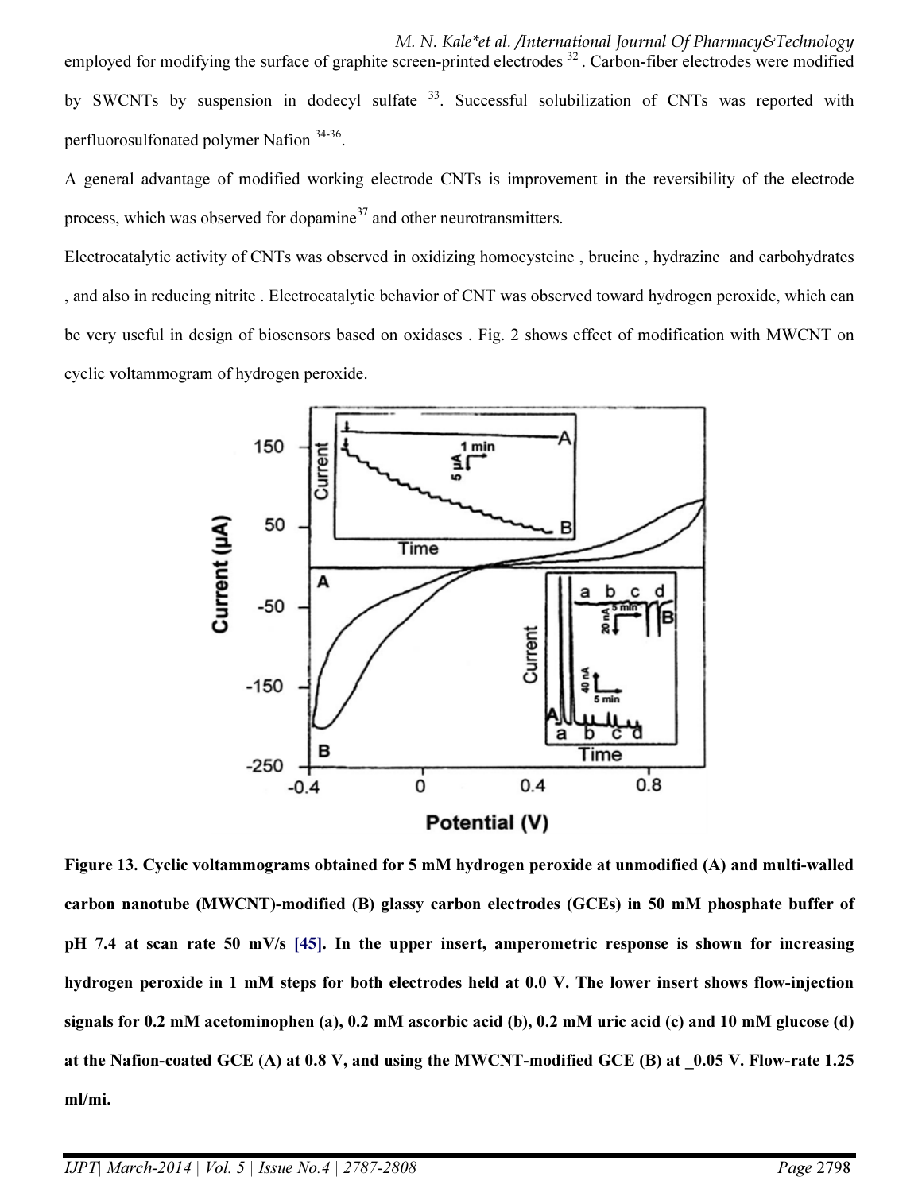employed for modifying the surface of graphite screen-printed electrodes [32]. Carbon-fiber electrodes were modified by SWCNTs by suspension in dodecyl sulfate [33]. Successful solubilization of CNTs was reported with perfluorosulfonated polymer Nafion [34-36].

A general advantage of modified working electrode CNTs is improvement in the reversibility of the electrode process, which was observed for dopamine[37] and other neurotransmitters.

Electrocatalytic activity of CNTs was observed in oxidizing homocysteine , brucine , hydrazine and carbohydrates , and also in reducing nitrite . Electrocatalytic behavior of CNT was observed toward hydrogen peroxide, which can be very useful in design of biosensors based on oxidases . Fig. 2 shows effect of modification with MWCNT on cyclic voltammogram of hydrogen peroxide.

**Figure 13. Cyclic voltammograms obtained for 5 mM hydrogen peroxide at unmodified (A) and multi-walled carbon nanotube (MWCNT)-modified (B) glassy carbon electrodes (GCEs) in 50 mM phosphate buffer of pH 7.4 at scan rate 50 mV/s [45]. In the upper insert, amperometric response is shown for increasing hydrogen peroxide in 1 mM steps for both electrodes held at 0.0 V. The lower insert shows flow-injection signals for 0.2 mM acetominophen (a), 0.2 mM ascorbic acid (b), 0.2 mM uric acid (c) and 10 mM glucose (d) at the Nafion-coated GCE (A) at 0.8 V, and using the MWCNT-modified GCE (B) at _0.05 V. Flow-rate 1.25 ml/mi.**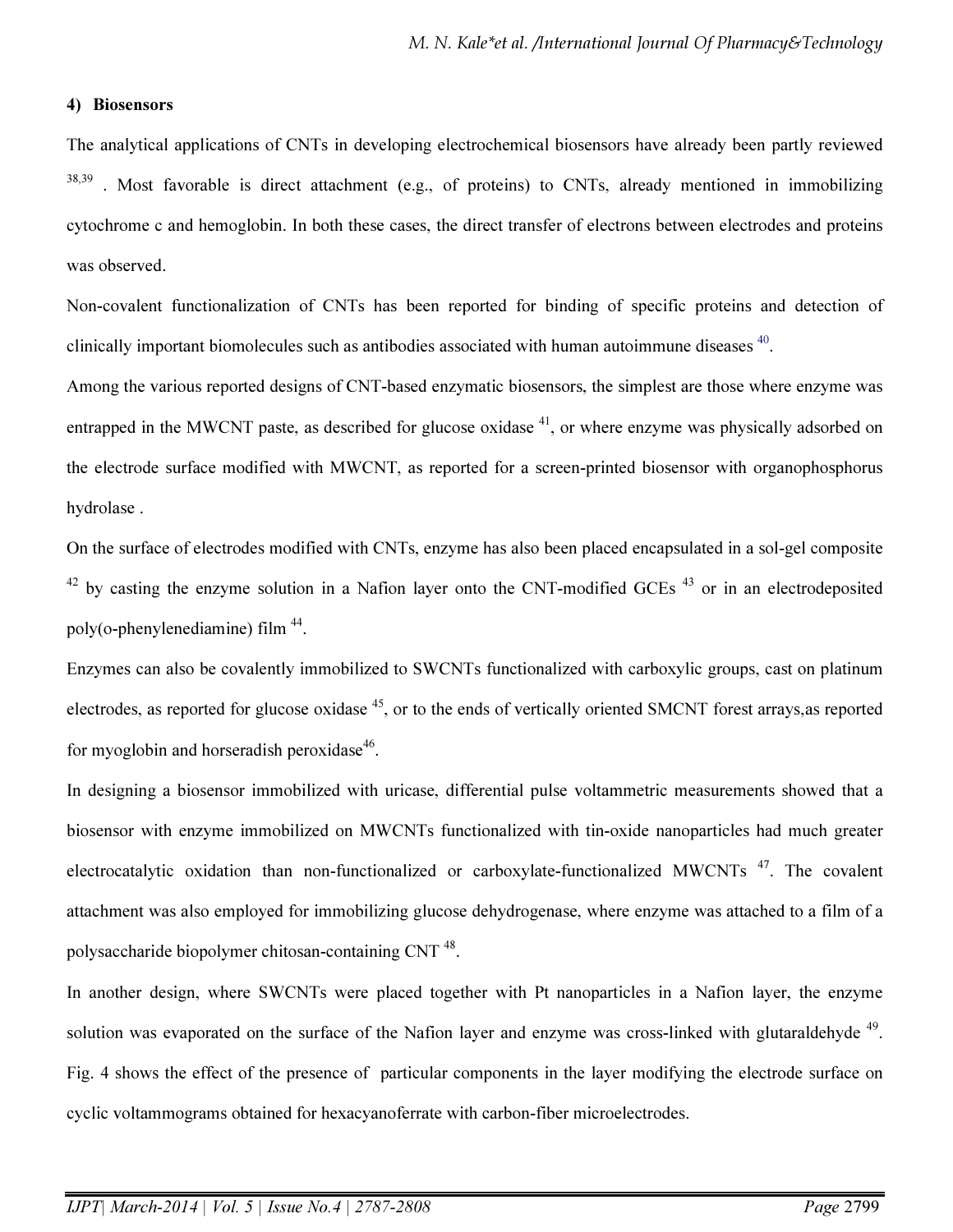#### 4) Biosensors

The analytical applications of CNTs in developing electrochemical biosensors have already been partly reviewed [38,39] . Most favorable is direct attachment (e.g., of proteins) to CNTs, already mentioned in immobilizing cytochrome c and hemoglobin. In both these cases, the direct transfer of electrons between electrodes and proteins was observed.

Non-covalent functionalization of CNTs has been reported for binding of specific proteins and detection of clinically important biomolecules such as antibodies associated with human autoimmune diseases [40].

Among the various reported designs of CNT-based enzymatic biosensors, the simplest are those where enzyme was entrapped in the MWCNT paste, as described for glucose oxidase [41], or where enzyme was physically adsorbed on the electrode surface modified with MWCNT, as reported for a screen-printed biosensor with organophosphorus hydrolase .

On the surface of electrodes modified with CNTs, enzyme has also been placed encapsulated in a sol-gel composite [42] by casting the enzyme solution in a Nafion layer onto the CNT-modified GCEs [43] or in an electrodeposited poly(o-phenylenediamine) film [44].

Enzymes can also be covalently immobilized to SWCNTs functionalized with carboxylic groups, cast on platinum electrodes, as reported for glucose oxidase [45], or to the ends of vertically oriented SMCNT forest arrays,as reported for myoglobin and horseradish peroxidase[46].

In designing a biosensor immobilized with uricase, differential pulse voltammetric measurements showed that a biosensor with enzyme immobilized on MWCNTs functionalized with tin-oxide nanoparticles had much greater electrocatalytic oxidation than non-functionalized or carboxylate-functionalized MWCNTs [47]. The covalent attachment was also employed for immobilizing glucose dehydrogenase, where enzyme was attached to a film of a polysaccharide biopolymer chitosan-containing CNT [48].

In another design, where SWCNTs were placed together with Pt nanoparticles in a Nafion layer, the enzyme solution was evaporated on the surface of the Nafion layer and enzyme was cross-linked with glutaraldehyde [49]. Fig. 4 shows the effect of the presence of particular components in the layer modifying the electrode surface on cyclic voltammograms obtained for hexacyanoferrate with carbon-fiber microelectrodes.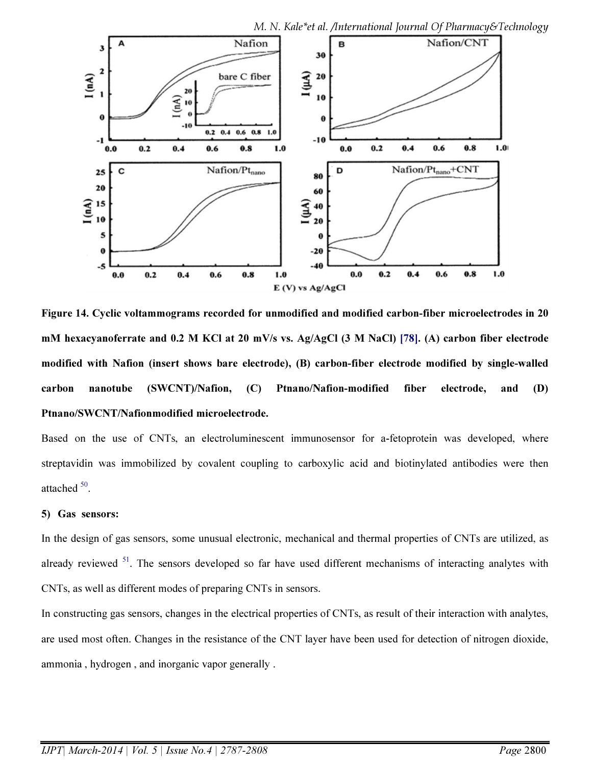**Figure 14. Cyclic voltammograms recorded for unmodified and modified carbon-fiber microelectrodes in 20 mM hexacyanoferrate and 0.2 M KCl at 20 mV/s vs. Ag/AgCl (3 M NaCl) [78]. (A) carbon fiber electrode modified with Nafion (insert shows bare electrode), (B) carbon-fiber electrode modified by single-walled carbon nanotube (SWCNT)/Nafion, (C) Ptnano/Nafion-modified fiber electrode, and (D) Ptnano/SWCNT/Nafionmodified microelectrode.**

Based on the use of CNTs, an electroluminescent immunosensor for a-fetoprotein was developed, where streptavidin was immobilized by covalent coupling to carboxylic acid and biotinylated antibodies were then attached [50].

**5) Gas sensors:**

In the design of gas sensors, some unusual electronic, mechanical and thermal properties of CNTs are utilized, as already reviewed [51]. The sensors developed so far have used different mechanisms of interacting analytes with CNTs, as well as different modes of preparing CNTs in sensors.

In constructing gas sensors, changes in the electrical properties of CNTs, as result of their interaction with analytes, are used most often. Changes in the resistance of the CNT layer have been used for detection of nitrogen dioxide, ammonia , hydrogen , and inorganic vapor generally .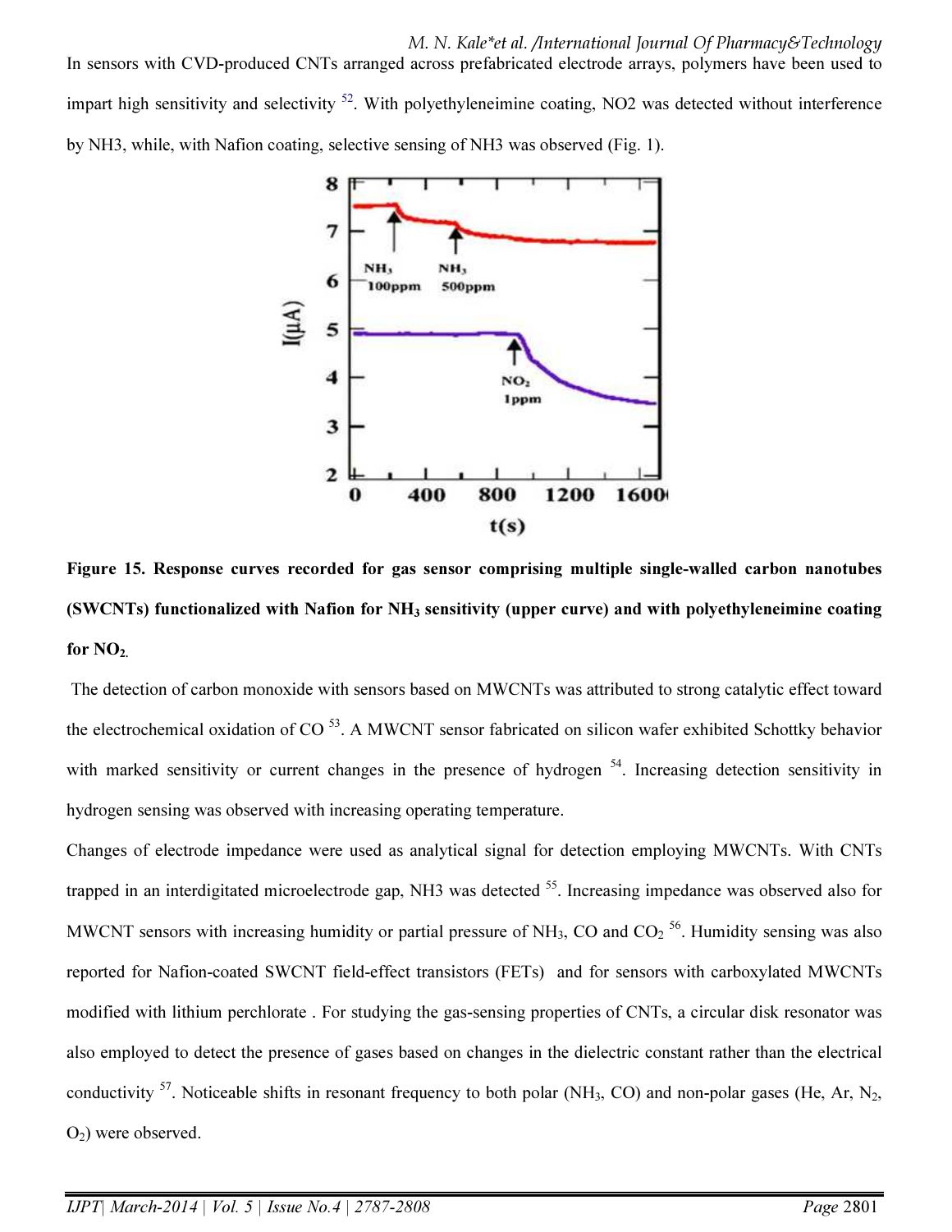In sensors with CVD-produced CNTs arranged across prefabricated electrode arrays, polymers have been used to impart high sensitivity and selectivity [52]. With polyethyleneimine coating, NO2 was detected without interference by NH3, while, with Nafion coating, selective sensing of NH3 was observed (Fig. 1).

**Figure 15. Response curves recorded for gas sensor comprising multiple single-walled carbon nanotubes (SWCNTs) functionalized with Nafion for $NH_3$ sensitivity (upper curve) and with polyethyleneimine coating for $NO_2$.**

The detection of carbon monoxide with sensors based on MWCNTs was attributed to strong catalytic effect toward the electrochemical oxidation of CO [53]. A MWCNT sensor fabricated on silicon wafer exhibited Schottky behavior with marked sensitivity or current changes in the presence of hydrogen [54]. Increasing detection sensitivity in hydrogen sensing was observed with increasing operating temperature.

Changes of electrode impedance were used as analytical signal for detection employing MWCNTs. With CNTs trapped in an interdigitated microelectrode gap, NH3 was detected [55]. Increasing impedance was observed also for MWCNT sensors with increasing humidity or partial pressure of $NH_3$, CO and $CO_2$ [56]. Humidity sensing was also reported for Nafion-coated SWCNT field-effect transistors (FETs) and for sensors with carboxylated MWCNTs modified with lithium perchlorate . For studying the gas-sensing properties of CNTs, a circular disk resonator was also employed to detect the presence of gases based on changes in the dielectric constant rather than the electrical conductivity [57]. Noticeable shifts in resonant frequency to both polar ($NH_3$, CO) and non-polar gases (He, Ar, $N_2$, $O_2$) were observed.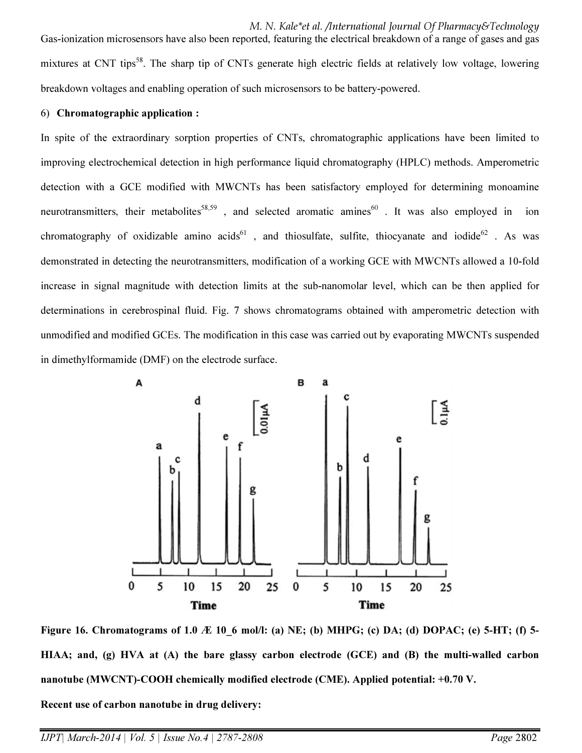Gas-ionization microsensors have also been reported, featuring the electrical breakdown of a range of gases and gas mixtures at CNT tips[58]. The sharp tip of CNTs generate high electric fields at relatively low voltage, lowering breakdown voltages and enabling operation of such microsensors to be battery-powered.

6) **Chromatographic application :**

In spite of the extraordinary sorption properties of CNTs, chromatographic applications have been limited to improving electrochemical detection in high performance liquid chromatography (HPLC) methods. Amperometric detection with a GCE modified with MWCNTs has been satisfactory employed for determining monoamine neurotransmitters, their metabolites[58,59] , and selected aromatic amines[60] . It was also employed in ion chromatography of oxidizable amino acids[61] , and thiosulfate, sulfite, thiocyanate and iodide[62] . As was demonstrated in detecting the neurotransmitters, modification of a working GCE with MWCNTs allowed a 10-fold increase in signal magnitude with detection limits at the sub-nanomolar level, which can be then applied for determinations in cerebrospinal fluid. Fig. 7 shows chromatograms obtained with amperometric detection with unmodified and modified GCEs. The modification in this case was carried out by evaporating MWCNTs suspended in dimethylformamide (DMF) on the electrode surface.

**Figure 16. Chromatograms of 1.0 Æ 10_6 mol/l: (a) NE; (b) MHPG; (c) DA; (d) DOPAC; (e) 5-HT; (f) 5-HIAA; and, (g) HVA at (A) the bare glassy carbon electrode (GCE) and (B) the multi-walled carbon nanotube (MWCNT)-COOH chemically modified electrode (CME). Applied potential: +0.70 V.**

**Recent use of carbon nanotube in drug delivery:**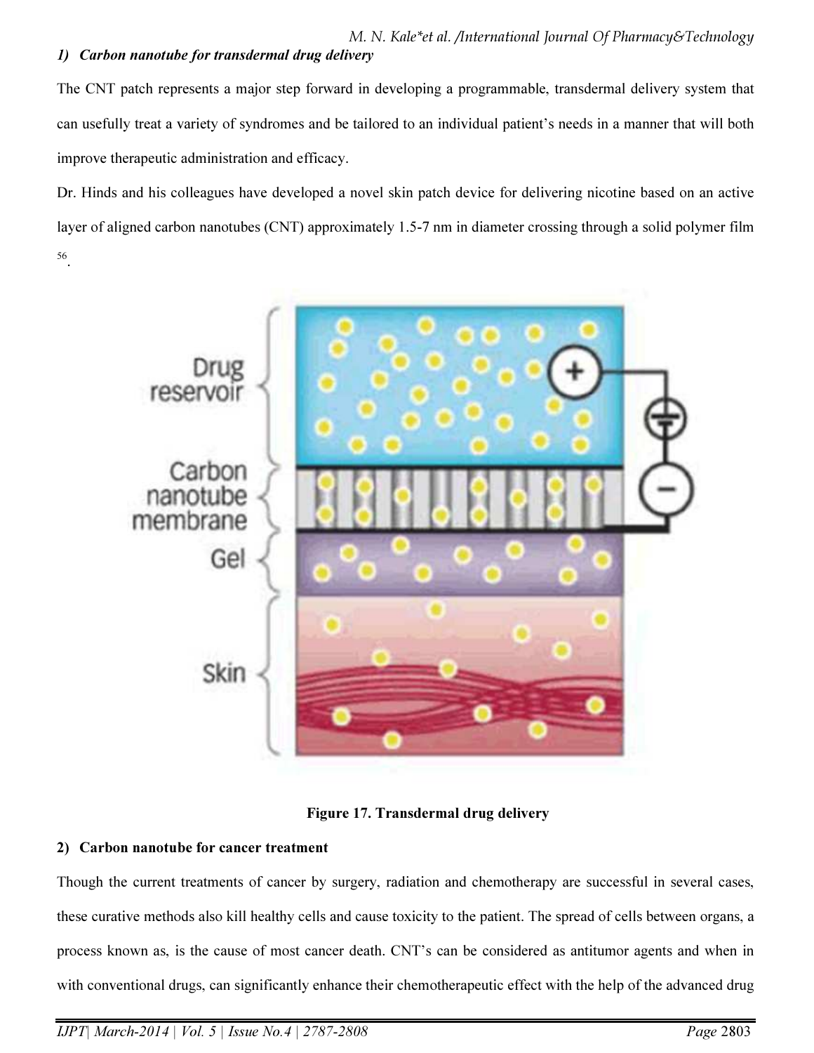### 1) Carbon nanotube for transdermal drug delivery

The CNT patch represents a major step forward in developing a programmable, transdermal delivery system that can usefully treat a variety of syndromes and be tailored to an individual patient's needs in a manner that will both improve therapeutic administration and efficacy.

Dr. Hinds and his colleagues have developed a novel skin patch device for delivering nicotine based on an active layer of aligned carbon nanotubes (CNT) approximately 1.5-7 nm in diameter crossing through a solid polymer film [56].

**Figure 17. Transdermal drug delivery**

### 2) Carbon nanotube for cancer treatment

Though the current treatments of cancer by surgery, radiation and chemotherapy are successful in several cases, these curative methods also kill healthy cells and cause toxicity to the patient. The spread of cells between organs, a process known as, is the cause of most cancer death. CNT's can be considered as antitumor agents and when in with conventional drugs, can significantly enhance their chemotherapeutic effect with the help of the advanced drug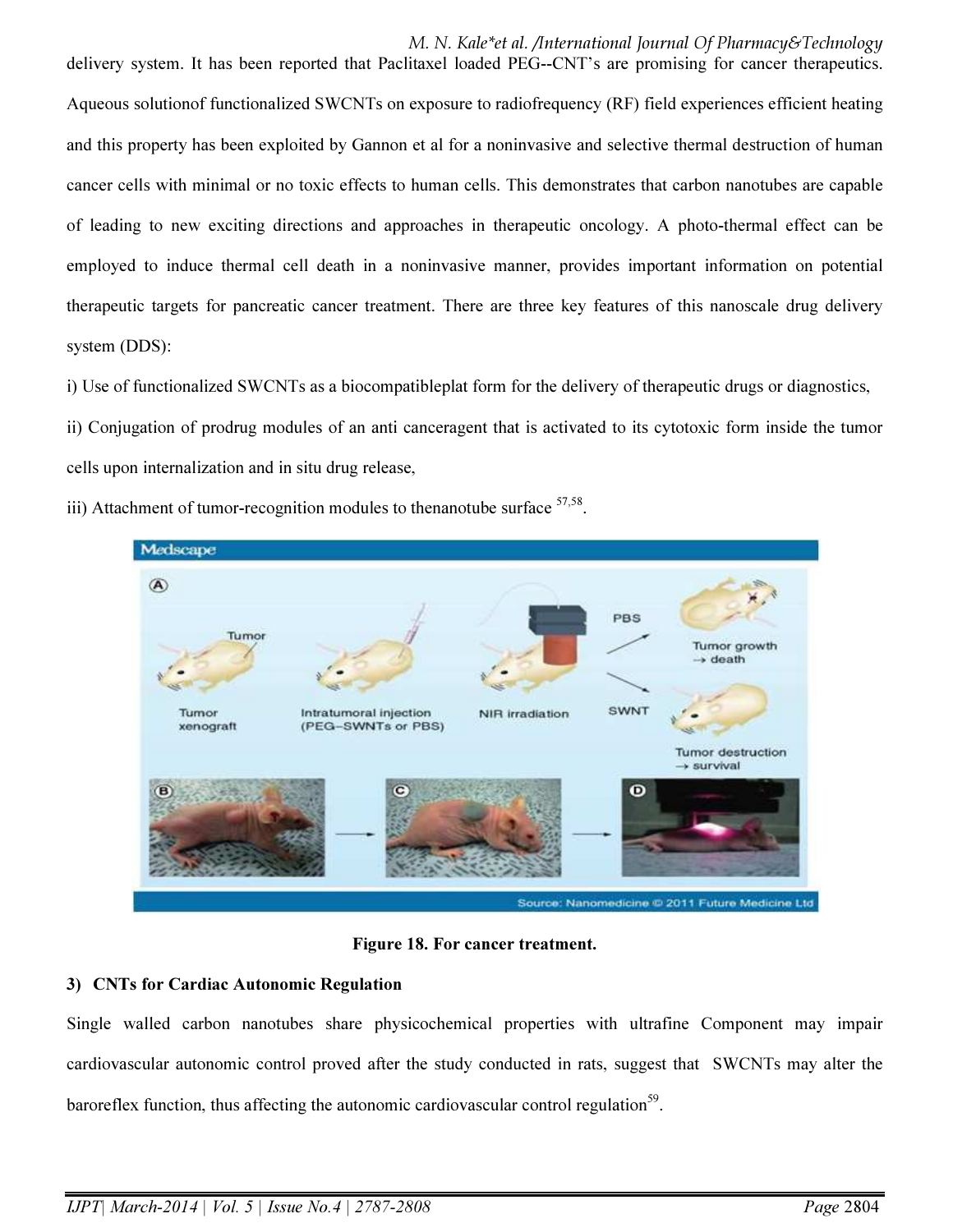delivery system. It has been reported that Paclitaxel loaded PEG--CNT's are promising for cancer therapeutics. Aqueous solutionof functionalized SWCNTs on exposure to radiofrequency (RF) field experiences efficient heating and this property has been exploited by Gannon et al for a noninvasive and selective thermal destruction of human cancer cells with minimal or no toxic effects to human cells. This demonstrates that carbon nanotubes are capable of leading to new exciting directions and approaches in therapeutic oncology. A photo-thermal effect can be employed to induce thermal cell death in a noninvasive manner, provides important information on potential therapeutic targets for pancreatic cancer treatment. There are three key features of this nanoscale drug delivery system (DDS):

i) Use of functionalized SWCNTs as a biocompatibleplat form for the delivery of therapeutic drugs or diagnostics,

ii) Conjugation of prodrug modules of an anti canceragent that is activated to its cytotoxic form inside the tumor cells upon internalization and in situ drug release,

iii) Attachment of tumor-recognition modules to thenanotube surface [57,58].

**Figure 18. For cancer treatment.**

**3) CNTs for Cardiac Autonomic Regulation**

Single walled carbon nanotubes share physicochemical properties with ultrafine Component may impair cardiovascular autonomic control proved after the study conducted in rats, suggest that SWCNTs may alter the baroreflex function, thus affecting the autonomic cardiovascular control regulation[59].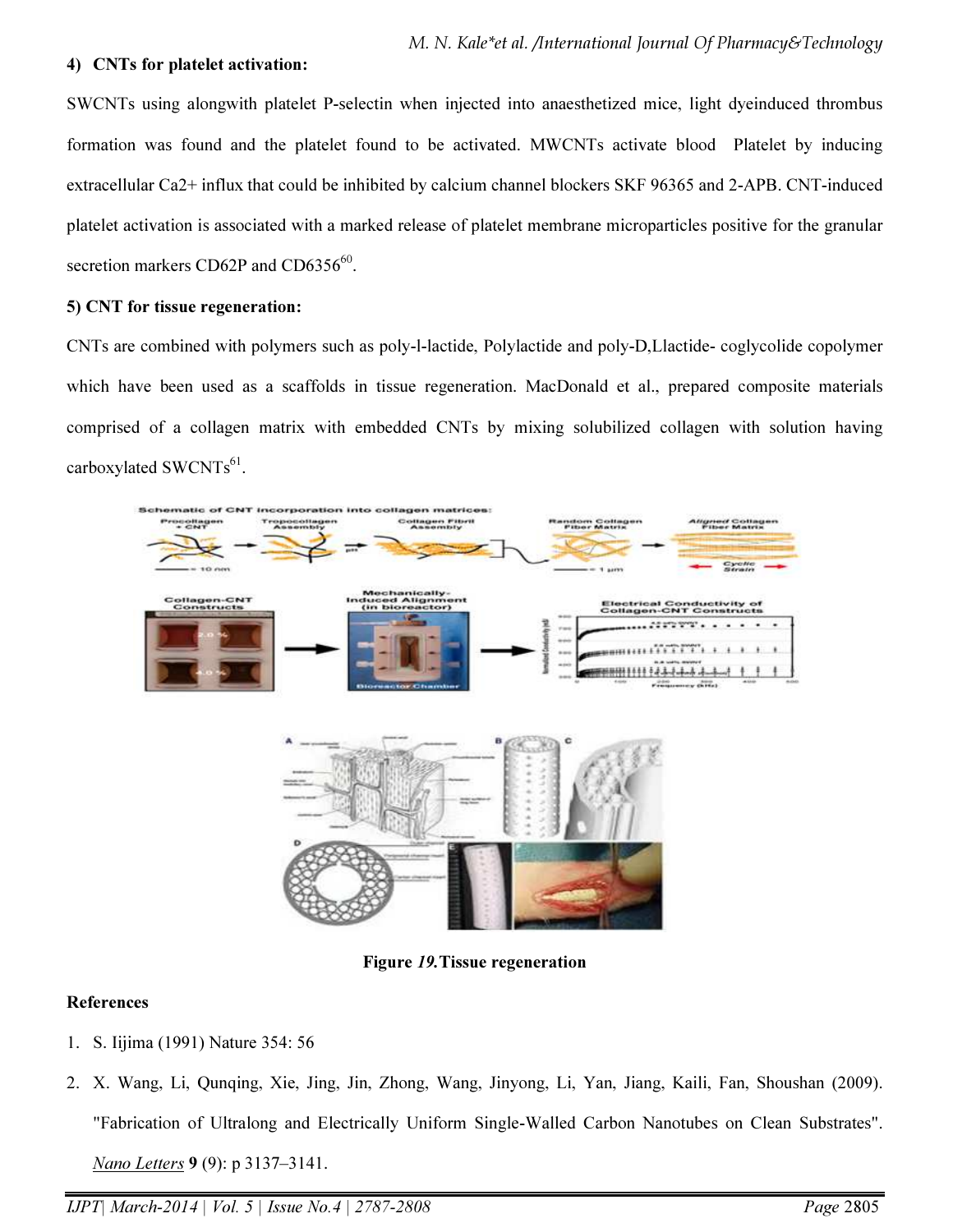#### 4) CNTs for platelet activation:

SWCNTs using alongwith platelet P-selectin when injected into anaesthetized mice, light dyeinduced thrombus formation was found and the platelet found to be activated. MWCNTs activate blood Platelet by inducing extracellular Ca2+ influx that could be inhibited by calcium channel blockers SKF 96365 and 2-APB. CNT-induced platelet activation is associated with a marked release of platelet membrane microparticles positive for the granular secretion markers CD62P and CD6356[60].

#### 5) CNT for tissue regeneration:

CNTs are combined with polymers such as poly-l-lactide, Polylactide and poly-D,Llactide- coglycolide copolymer which have been used as a scaffolds in tissue regeneration. MacDonald et al., prepared composite materials comprised of a collagen matrix with embedded CNTs by mixing solubilized collagen with solution having carboxylated SWCNTs[61].

**Figure *19.*Tissue regeneration**

### References

1. S. Iijima (1991) Nature 354: 56
2. X. Wang, Li, Qunqing, Xie, Jing, Jin, Zhong, Wang, Jinyong, Li, Yan, Jiang, Kaili, Fan, Shoushan (2009). "Fabrication of Ultralong and Electrically Uniform Single-Walled Carbon Nanotubes on Clean Substrates". *Nano Letters* **9** (9): p 3137–3141.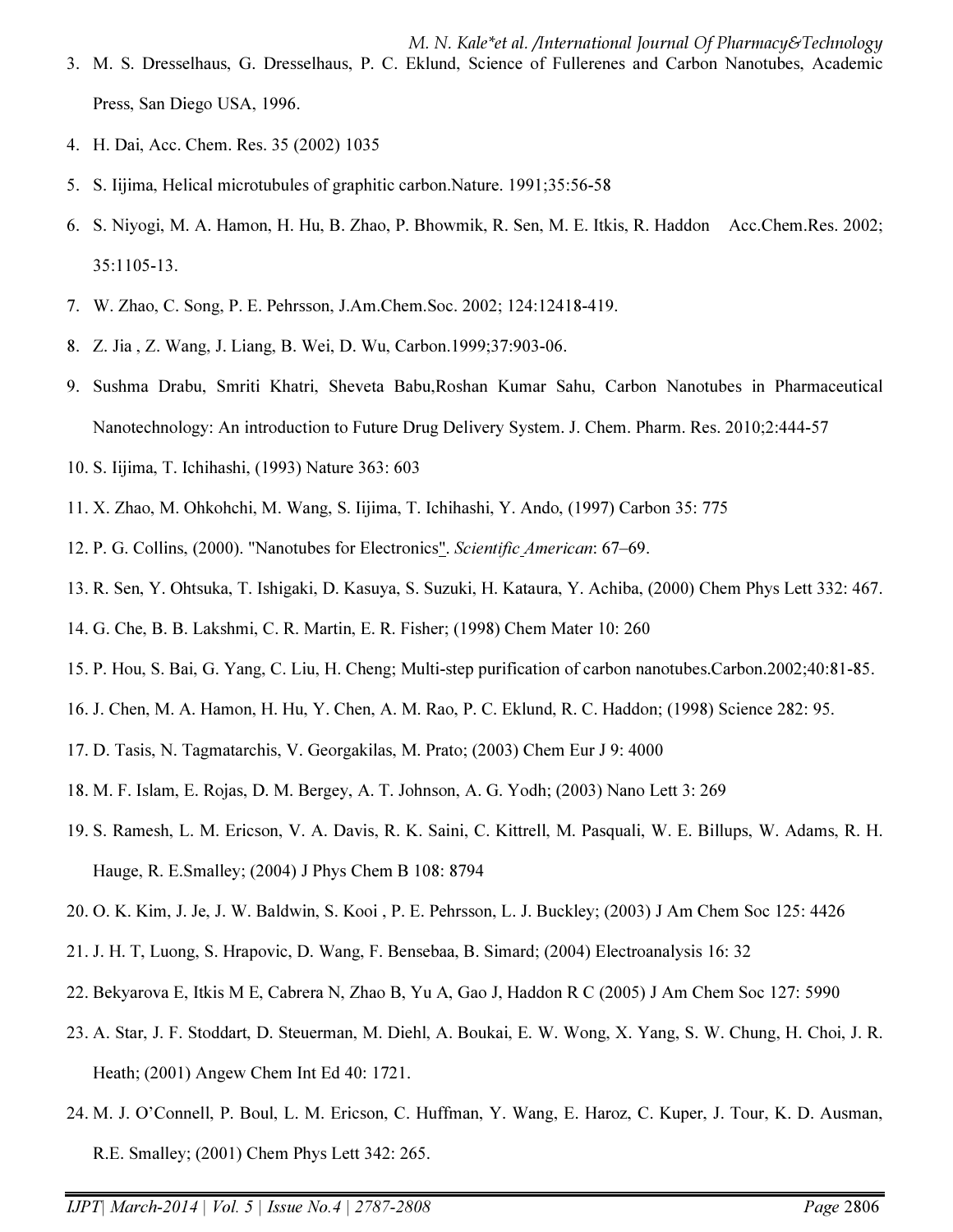3. M. S. Dresselhaus, G. Dresselhaus, P. C. Eklund, Science of Fullerenes and Carbon Nanotubes, Academic Press, San Diego USA, 1996.
4. H. Dai, Acc. Chem. Res. 35 (2002) 1035
5. S. Iijima, Helical microtubules of graphitic carbon.Nature. 1991;35:56-58
6. S. Niyogi, M. A. Hamon, H. Hu, B. Zhao, P. Bhowmik, R. Sen, M. E. Itkis, R. Haddon Acc.Chem.Res. 2002; 35:1105-13.
7. W. Zhao, C. Song, P. E. Pehrsson, J.Am.Chem.Soc. 2002; 124:12418-419.
8. Z. Jia , Z. Wang, J. Liang, B. Wei, D. Wu, Carbon.1999;37:903-06.
9. Sushma Drabu, Smriti Khatri, Sheveta Babu,Roshan Kumar Sahu, Carbon Nanotubes in Pharmaceutical Nanotechnology: An introduction to Future Drug Delivery System. J. Chem. Pharm. Res. 2010;2:444-57
10. S. Iijima, T. Ichihashi, (1993) Nature 363: 603
11. X. Zhao, M. Ohkohchi, M. Wang, S. Iijima, T. Ichihashi, Y. Ando, (1997) Carbon 35: 775
12. P. G. Collins, (2000). "Nanotubes for Electronics". *Scientific American*: 67–69.
13. R. Sen, Y. Ohtsuka, T. Ishigaki, D. Kasuya, S. Suzuki, H. Kataura, Y. Achiba, (2000) Chem Phys Lett 332: 467.
14. G. Che, B. B. Lakshmi, C. R. Martin, E. R. Fisher; (1998) Chem Mater 10: 260
15. P. Hou, S. Bai, G. Yang, C. Liu, H. Cheng; Multi-step purification of carbon nanotubes.Carbon.2002;40:81-85.
16. J. Chen, M. A. Hamon, H. Hu, Y. Chen, A. M. Rao, P. C. Eklund, R. C. Haddon; (1998) Science 282: 95.
17. D. Tasis, N. Tagmatarchis, V. Georgakilas, M. Prato; (2003) Chem Eur J 9: 4000
18. M. F. Islam, E. Rojas, D. M. Bergey, A. T. Johnson, A. G. Yodh; (2003) Nano Lett 3: 269
19. S. Ramesh, L. M. Ericson, V. A. Davis, R. K. Saini, C. Kittrell, M. Pasquali, W. E. Billups, W. Adams, R. H. Hauge, R. E.Smalley; (2004) J Phys Chem B 108: 8794
20. O. K. Kim, J. Je, J. W. Baldwin, S. Kooi , P. E. Pehrsson, L. J. Buckley; (2003) J Am Chem Soc 125: 4426
21. J. H. T, Luong, S. Hrapovic, D. Wang, F. Bensebaa, B. Simard; (2004) Electroanalysis 16: 32
22. Bekyarova E, Itkis M E, Cabrera N, Zhao B, Yu A, Gao J, Haddon R C (2005) J Am Chem Soc 127: 5990
23. A. Star, J. F. Stoddart, D. Steuerman, M. Diehl, A. Boukai, E. W. Wong, X. Yang, S. W. Chung, H. Choi, J. R. Heath; (2001) Angew Chem Int Ed 40: 1721.
24. M. J. O'Connell, P. Boul, L. M. Ericson, C. Huffman, Y. Wang, E. Haroz, C. Kuper, J. Tour, K. D. Ausman, R.E. Smalley; (2001) Chem Phys Lett 342: 265.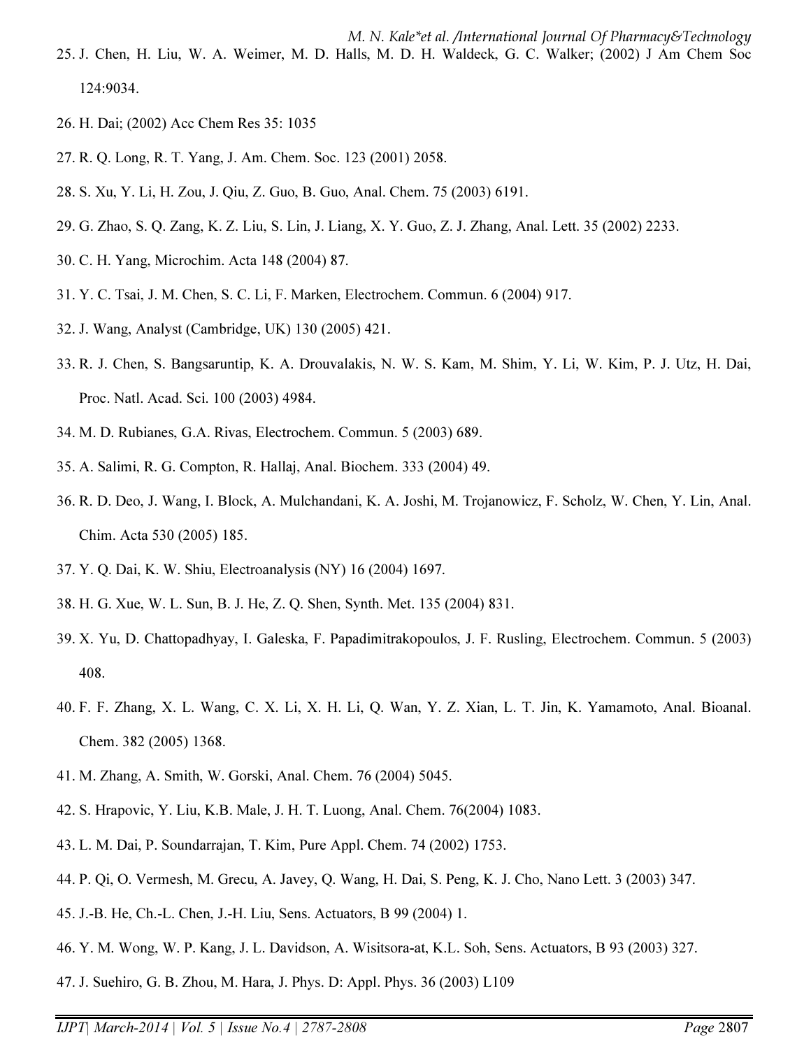25. J. Chen, H. Liu, W. A. Weimer, M. D. Halls, M. D. H. Waldeck, G. C. Walker; (2002) J Am Chem Soc 124:9034.
26. H. Dai; (2002) Acc Chem Res 35: 1035
27. R. Q. Long, R. T. Yang, J. Am. Chem. Soc. 123 (2001) 2058.
28. S. Xu, Y. Li, H. Zou, J. Qiu, Z. Guo, B. Guo, Anal. Chem. 75 (2003) 6191.
29. G. Zhao, S. Q. Zang, K. Z. Liu, S. Lin, J. Liang, X. Y. Guo, Z. J. Zhang, Anal. Lett. 35 (2002) 2233.
30. C. H. Yang, Microchim. Acta 148 (2004) 87.
31. Y. C. Tsai, J. M. Chen, S. C. Li, F. Marken, Electrochem. Commun. 6 (2004) 917.
32. J. Wang, Analyst (Cambridge, UK) 130 (2005) 421.
33. R. J. Chen, S. Bangsaruntip, K. A. Drouvalakis, N. W. S. Kam, M. Shim, Y. Li, W. Kim, P. J. Utz, H. Dai, Proc. Natl. Acad. Sci. 100 (2003) 4984.
34. M. D. Rubianes, G.A. Rivas, Electrochem. Commun. 5 (2003) 689.
35. A. Salimi, R. G. Compton, R. Hallaj, Anal. Biochem. 333 (2004) 49.
36. R. D. Deo, J. Wang, I. Block, A. Mulchandani, K. A. Joshi, M. Trojanowicz, F. Scholz, W. Chen, Y. Lin, Anal. Chim. Acta 530 (2005) 185.
37. Y. Q. Dai, K. W. Shiu, Electroanalysis (NY) 16 (2004) 1697.
38. H. G. Xue, W. L. Sun, B. J. He, Z. Q. Shen, Synth. Met. 135 (2004) 831.
39. X. Yu, D. Chattopadhyay, I. Galeska, F. Papadimitrakopoulos, J. F. Rusling, Electrochem. Commun. 5 (2003) 408.
40. F. F. Zhang, X. L. Wang, C. X. Li, X. H. Li, Q. Wan, Y. Z. Xian, L. T. Jin, K. Yamamoto, Anal. Bioanal. Chem. 382 (2005) 1368.
41. M. Zhang, A. Smith, W. Gorski, Anal. Chem. 76 (2004) 5045.
42. S. Hrapovic, Y. Liu, K.B. Male, J. H. T. Luong, Anal. Chem. 76(2004) 1083.
43. L. M. Dai, P. Soundarrajan, T. Kim, Pure Appl. Chem. 74 (2002) 1753.
44. P. Qi, O. Vermesh, M. Grecu, A. Javey, Q. Wang, H. Dai, S. Peng, K. J. Cho, Nano Lett. 3 (2003) 347.
45. J.-B. He, Ch.-L. Chen, J.-H. Liu, Sens. Actuators, B 99 (2004) 1.
46. Y. M. Wong, W. P. Kang, J. L. Davidson, A. Wisitsora-at, K.L. Soh, Sens. Actuators, B 93 (2003) 327.
47. J. Suehiro, G. B. Zhou, M. Hara, J. Phys. D: Appl. Phys. 36 (2003) L109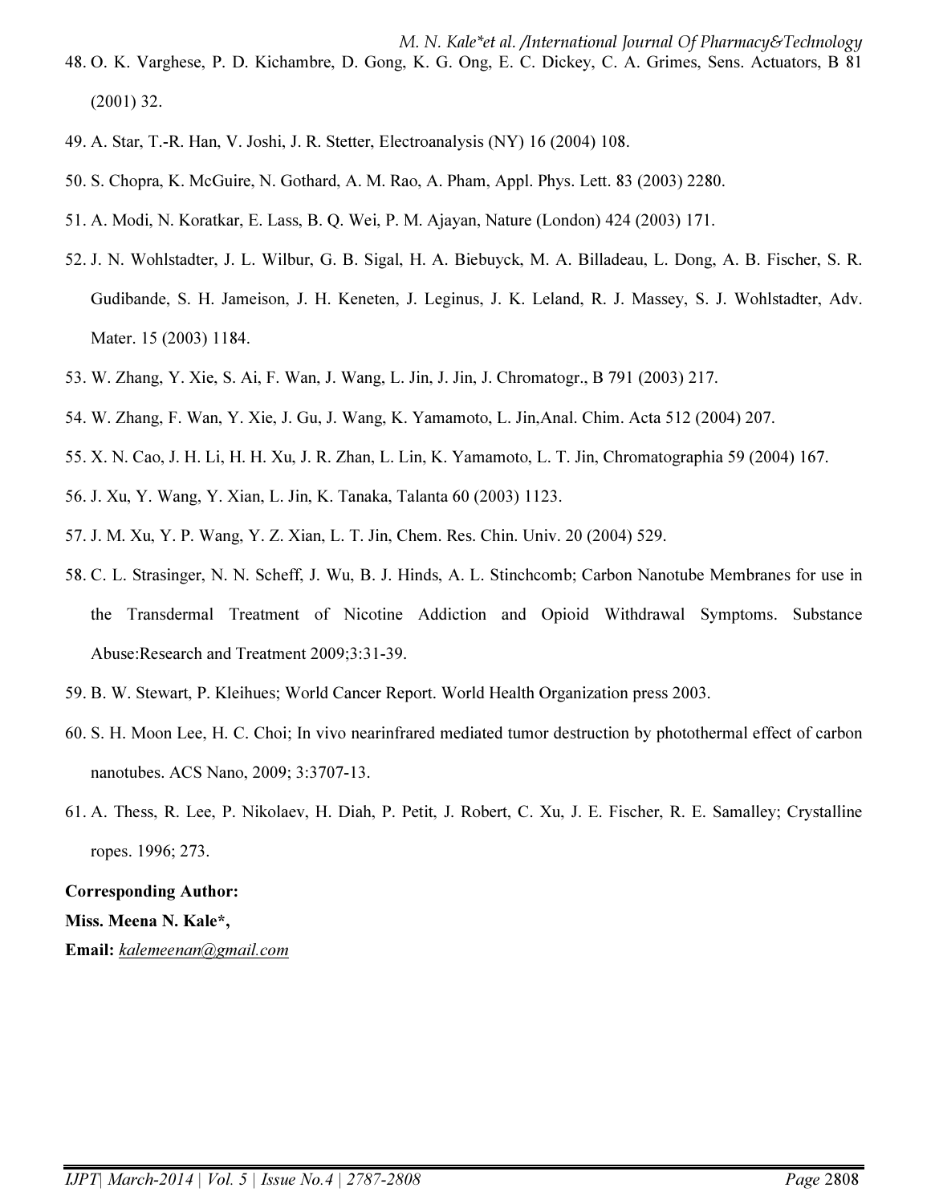48. O. K. Varghese, P. D. Kichambre, D. Gong, K. G. Ong, E. C. Dickey, C. A. Grimes, Sens. Actuators, B 81 (2001) 32.
49. A. Star, T.-R. Han, V. Joshi, J. R. Stetter, Electroanalysis (NY) 16 (2004) 108.
50. S. Chopra, K. McGuire, N. Gothard, A. M. Rao, A. Pham, Appl. Phys. Lett. 83 (2003) 2280.
51. A. Modi, N. Koratkar, E. Lass, B. Q. Wei, P. M. Ajayan, Nature (London) 424 (2003) 171.
52. J. N. Wohlstadter, J. L. Wilbur, G. B. Sigal, H. A. Biebuyck, M. A. Billadeau, L. Dong, A. B. Fischer, S. R. Gudibande, S. H. Jameison, J. H. Keneten, J. Leginus, J. K. Leland, R. J. Massey, S. J. Wohlstadter, Adv. Mater. 15 (2003) 1184.
53. W. Zhang, Y. Xie, S. Ai, F. Wan, J. Wang, L. Jin, J. Jin, J. Chromatogr., B 791 (2003) 217.
54. W. Zhang, F. Wan, Y. Xie, J. Gu, J. Wang, K. Yamamoto, L. Jin,Anal. Chim. Acta 512 (2004) 207.
55. X. N. Cao, J. H. Li, H. H. Xu, J. R. Zhan, L. Lin, K. Yamamoto, L. T. Jin, Chromatographia 59 (2004) 167.
56. J. Xu, Y. Wang, Y. Xian, L. Jin, K. Tanaka, Talanta 60 (2003) 1123.
57. J. M. Xu, Y. P. Wang, Y. Z. Xian, L. T. Jin, Chem. Res. Chin. Univ. 20 (2004) 529.
58. C. L. Strasinger, N. N. Scheff, J. Wu, B. J. Hinds, A. L. Stinchcomb; Carbon Nanotube Membranes for use in the Transdermal Treatment of Nicotine Addiction and Opioid Withdrawal Symptoms. Substance Abuse:Research and Treatment 2009;3:31-39.
59. B. W. Stewart, P. Kleihues; World Cancer Report. World Health Organization press 2003.
60. S. H. Moon Lee, H. C. Choi; In vivo nearinfrared mediated tumor destruction by photothermal effect of carbon nanotubes. ACS Nano, 2009; 3:3707-13.
61. A. Thess, R. Lee, P. Nikolaev, H. Diah, P. Petit, J. Robert, C. Xu, J. E. Fischer, R. E. Samalley; Crystalline ropes. 1996; 273.

**Corresponding Author:**

**Miss. Meena N. Kale*,**

**Email:** kalemeenan@gmail.com